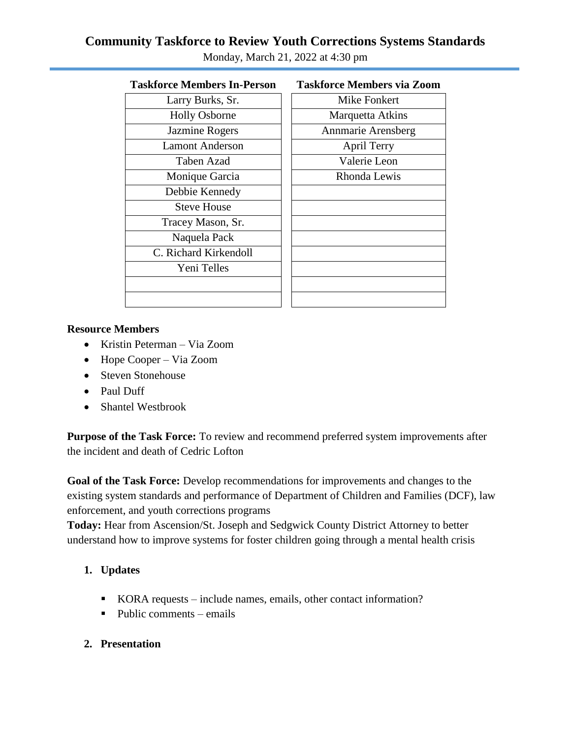# Community Taskforce to Review Youth Corrections Systems Standards

Monday, March 21, 2022 at 4:30 pm

| Taskforce Members In-Person | Taskforce Members via Zoom |
|---|---|
| Larry Burks, Sr. | Mike Fonkert |
| Holly Osborne | Marquetta Atkins |
| Jazmine Rogers | Annmarie Arensberg |
| Lamont Anderson | April Terry |
| Taben Azad | Valerie Leon |
| Monique Garcia | Rhonda Lewis |
| Debbie Kennedy | |
| Steve House | |
| Tracey Mason, Sr. | |
| Naquela Pack | |
| C. Richard Kirkendoll | |
| Yeni Telles | |
| | |
| | |

**Resource Members**

- Kristin Peterman – Via Zoom
- Hope Cooper – Via Zoom
- Steven Stonehouse
- Paul Duff
- Shantel Westbrook

**Purpose of the Task Force:** To review and recommend preferred system improvements after the incident and death of Cedric Lofton

**Goal of the Task Force:** Develop recommendations for improvements and changes to the existing system standards and performance of Department of Children and Families (DCF), law enforcement, and youth corrections programs

**Today:** Hear from Ascension/St. Joseph and Sedgwick County District Attorney to better understand how to improve systems for foster children going through a mental health crisis

1. **Updates**
   - KORA requests – include names, emails, other contact information?
   - Public comments – emails

2. **Presentation**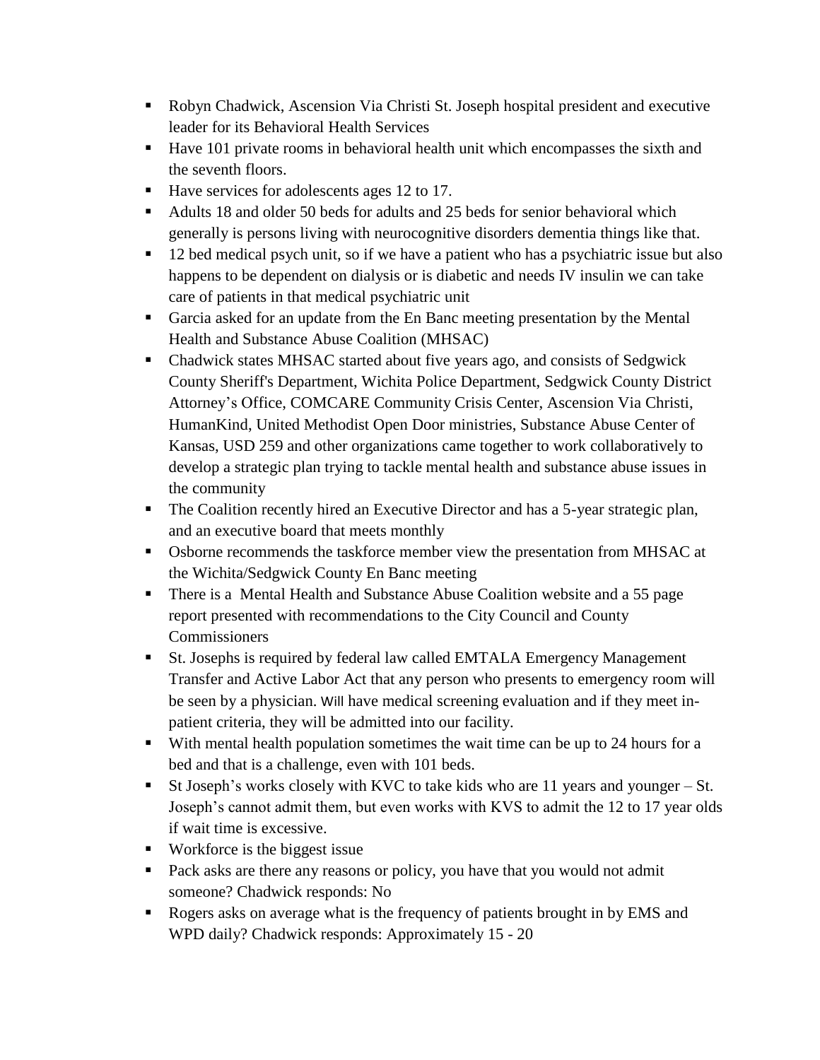- Robyn Chadwick, Ascension Via Christi St. Joseph hospital president and executive leader for its Behavioral Health Services
- Have 101 private rooms in behavioral health unit which encompasses the sixth and the seventh floors.
- Have services for adolescents ages 12 to 17.
- Adults 18 and older 50 beds for adults and 25 beds for senior behavioral which generally is persons living with neurocognitive disorders dementia things like that.
- 12 bed medical psych unit, so if we have a patient who has a psychiatric issue but also happens to be dependent on dialysis or is diabetic and needs IV insulin we can take care of patients in that medical psychiatric unit
- Garcia asked for an update from the En Banc meeting presentation by the Mental Health and Substance Abuse Coalition (MHSAC)
- Chadwick states MHSAC started about five years ago, and consists of Sedgwick County Sheriff's Department, Wichita Police Department, Sedgwick County District Attorney's Office, COMCARE Community Crisis Center, Ascension Via Christi, HumanKind, United Methodist Open Door ministries, Substance Abuse Center of Kansas, USD 259 and other organizations came together to work collaboratively to develop a strategic plan trying to tackle mental health and substance abuse issues in the community
- The Coalition recently hired an Executive Director and has a 5-year strategic plan, and an executive board that meets monthly
- Osborne recommends the taskforce member view the presentation from MHSAC at the Wichita/Sedgwick County En Banc meeting
- There is a Mental Health and Substance Abuse Coalition website and a 55 page report presented with recommendations to the City Council and County Commissioners
- St. Josephs is required by federal law called EMTALA Emergency Management Transfer and Active Labor Act that any person who presents to emergency room will be seen by a physician. Will have medical screening evaluation and if they meet in-patient criteria, they will be admitted into our facility.
- With mental health population sometimes the wait time can be up to 24 hours for a bed and that is a challenge, even with 101 beds.
- St Joseph's works closely with KVC to take kids who are 11 years and younger – St. Joseph's cannot admit them, but even works with KVS to admit the 12 to 17 year olds if wait time is excessive.
- Workforce is the biggest issue
- Pack asks are there any reasons or policy, you have that you would not admit someone? Chadwick responds: No
- Rogers asks on average what is the frequency of patients brought in by EMS and WPD daily? Chadwick responds: Approximately 15 - 20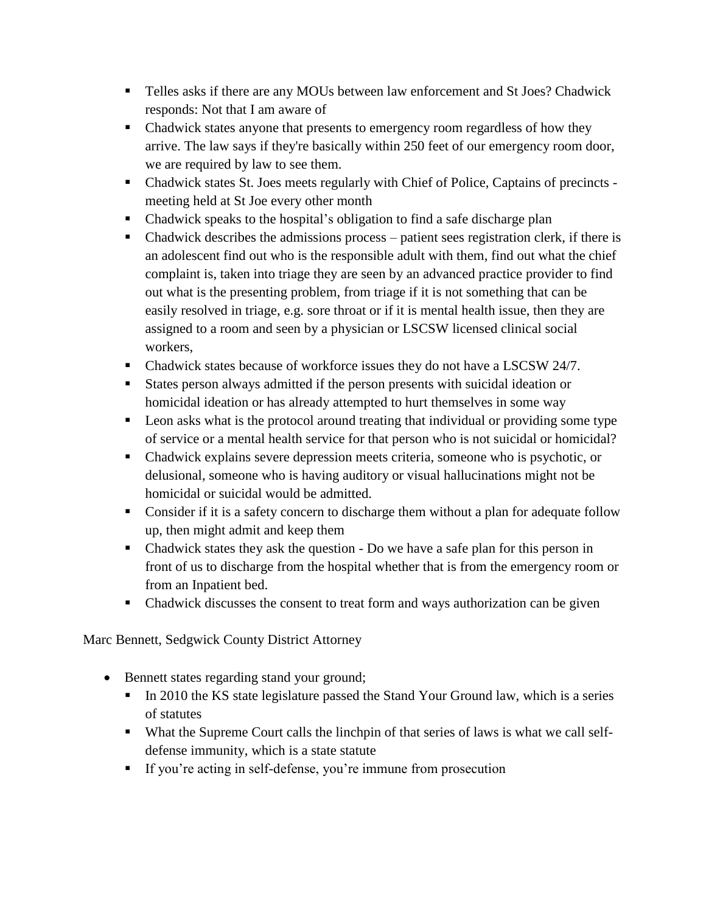- Telles asks if there are any MOUs between law enforcement and St Joes? Chadwick responds: Not that I am aware of
- Chadwick states anyone that presents to emergency room regardless of how they arrive. The law says if they're basically within 250 feet of our emergency room door, we are required by law to see them.
- Chadwick states St. Joes meets regularly with Chief of Police, Captains of precincts - meeting held at St Joe every other month
- Chadwick speaks to the hospital's obligation to find a safe discharge plan
- Chadwick describes the admissions process – patient sees registration clerk, if there is an adolescent find out who is the responsible adult with them, find out what the chief complaint is, taken into triage they are seen by an advanced practice provider to find out what is the presenting problem, from triage if it is not something that can be easily resolved in triage, e.g. sore throat or if it is mental health issue, then they are assigned to a room and seen by a physician or LSCSW licensed clinical social workers,
- Chadwick states because of workforce issues they do not have a LSCSW 24/7.
- States person always admitted if the person presents with suicidal ideation or homicidal ideation or has already attempted to hurt themselves in some way
- Leon asks what is the protocol around treating that individual or providing some type of service or a mental health service for that person who is not suicidal or homicidal?
- Chadwick explains severe depression meets criteria, someone who is psychotic, or delusional, someone who is having auditory or visual hallucinations might not be homicidal or suicidal would be admitted.
- Consider if it is a safety concern to discharge them without a plan for adequate follow up, then might admit and keep them
- Chadwick states they ask the question - Do we have a safe plan for this person in front of us to discharge from the hospital whether that is from the emergency room or from an Inpatient bed.
- Chadwick discusses the consent to treat form and ways authorization can be given

Marc Bennett, Sedgwick County District Attorney

- Bennett states regarding stand your ground;
  - In 2010 the KS state legislature passed the Stand Your Ground law, which is a series of statutes
  - What the Supreme Court calls the linchpin of that series of laws is what we call self-defense immunity, which is a state statute
  - If you're acting in self-defense, you're immune from prosecution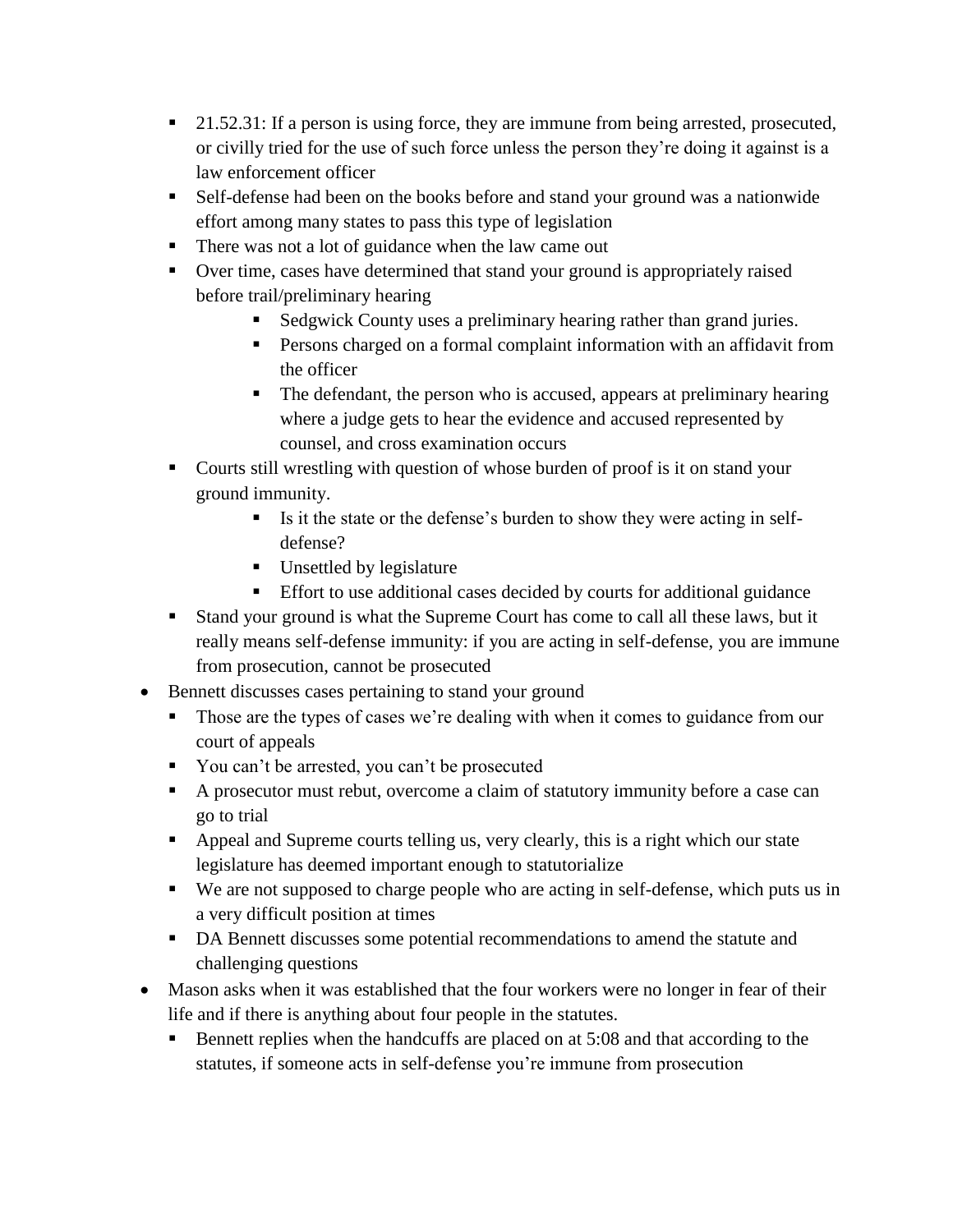- 21.52.31: If a person is using force, they are immune from being arrested, prosecuted, or civilly tried for the use of such force unless the person they're doing it against is a law enforcement officer
    - Self-defense had been on the books before and stand your ground was a nationwide effort among many states to pass this type of legislation
    - There was not a lot of guidance when the law came out
    - Over time, cases have determined that stand your ground is appropriately raised before trail/preliminary hearing
        - Sedgwick County uses a preliminary hearing rather than grand juries.
        - Persons charged on a formal complaint information with an affidavit from the officer
        - The defendant, the person who is accused, appears at preliminary hearing where a judge gets to hear the evidence and accused represented by counsel, and cross examination occurs
    - Courts still wrestling with question of whose burden of proof is it on stand your ground immunity.
        - Is it the state or the defense's burden to show they were acting in self-defense?
        - Unsettled by legislature
        - Effort to use additional cases decided by courts for additional guidance
    - Stand your ground is what the Supreme Court has come to call all these laws, but it really means self-defense immunity: if you are acting in self-defense, you are immune from prosecution, cannot be prosecuted
- Bennett discusses cases pertaining to stand your ground
    - Those are the types of cases we're dealing with when it comes to guidance from our court of appeals
    - You can't be arrested, you can't be prosecuted
    - A prosecutor must rebut, overcome a claim of statutory immunity before a case can go to trial
    - Appeal and Supreme courts telling us, very clearly, this is a right which our state legislature has deemed important enough to statutorialize
    - We are not supposed to charge people who are acting in self-defense, which puts us in a very difficult position at times
    - DA Bennett discusses some potential recommendations to amend the statute and challenging questions
- Mason asks when it was established that the four workers were no longer in fear of their life and if there is anything about four people in the statutes.
    - Bennett replies when the handcuffs are placed on at 5:08 and that according to the statutes, if someone acts in self-defense you're immune from prosecution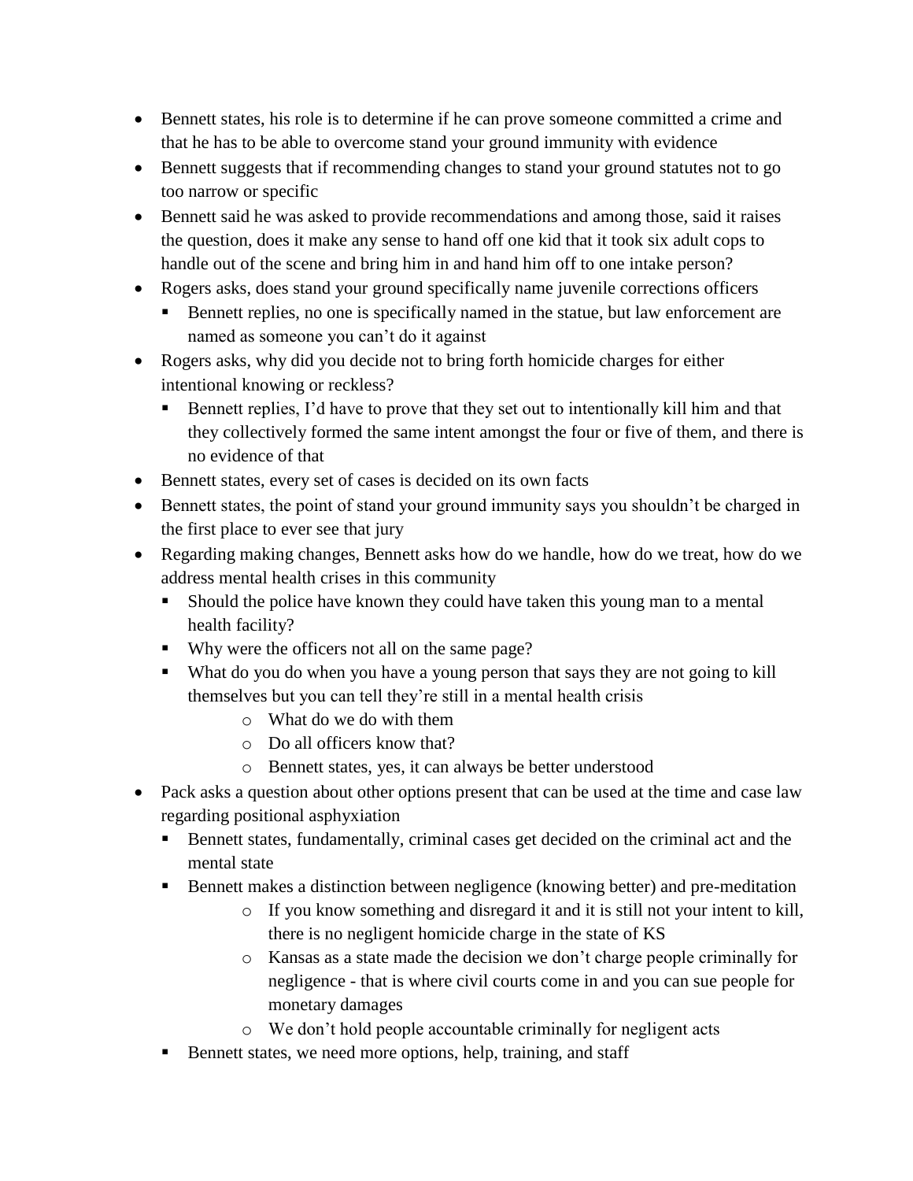- Bennett states, his role is to determine if he can prove someone committed a crime and that he has to be able to overcome stand your ground immunity with evidence
- Bennett suggests that if recommending changes to stand your ground statutes not to go too narrow or specific
- Bennett said he was asked to provide recommendations and among those, said it raises the question, does it make any sense to hand off one kid that it took six adult cops to handle out of the scene and bring him in and hand him off to one intake person?
- Rogers asks, does stand your ground specifically name juvenile corrections officers
  - Bennett replies, no one is specifically named in the statue, but law enforcement are named as someone you can't do it against
- Rogers asks, why did you decide not to bring forth homicide charges for either intentional knowing or reckless?
  - Bennett replies, I'd have to prove that they set out to intentionally kill him and that they collectively formed the same intent amongst the four or five of them, and there is no evidence of that
- Bennett states, every set of cases is decided on its own facts
- Bennett states, the point of stand your ground immunity says you shouldn't be charged in the first place to ever see that jury
- Regarding making changes, Bennett asks how do we handle, how do we treat, how do we address mental health crises in this community
  - Should the police have known they could have taken this young man to a mental health facility?
  - Why were the officers not all on the same page?
  - What do you do when you have a young person that says they are not going to kill themselves but you can tell they're still in a mental health crisis
    - What do we do with them
    - Do all officers know that?
    - Bennett states, yes, it can always be better understood
- Pack asks a question about other options present that can be used at the time and case law regarding positional asphyxiation
  - Bennett states, fundamentally, criminal cases get decided on the criminal act and the mental state
  - Bennett makes a distinction between negligence (knowing better) and pre-meditation
    - If you know something and disregard it and it is still not your intent to kill, there is no negligent homicide charge in the state of KS
    - Kansas as a state made the decision we don't charge people criminally for negligence - that is where civil courts come in and you can sue people for monetary damages
    - We don't hold people accountable criminally for negligent acts
  - Bennett states, we need more options, help, training, and staff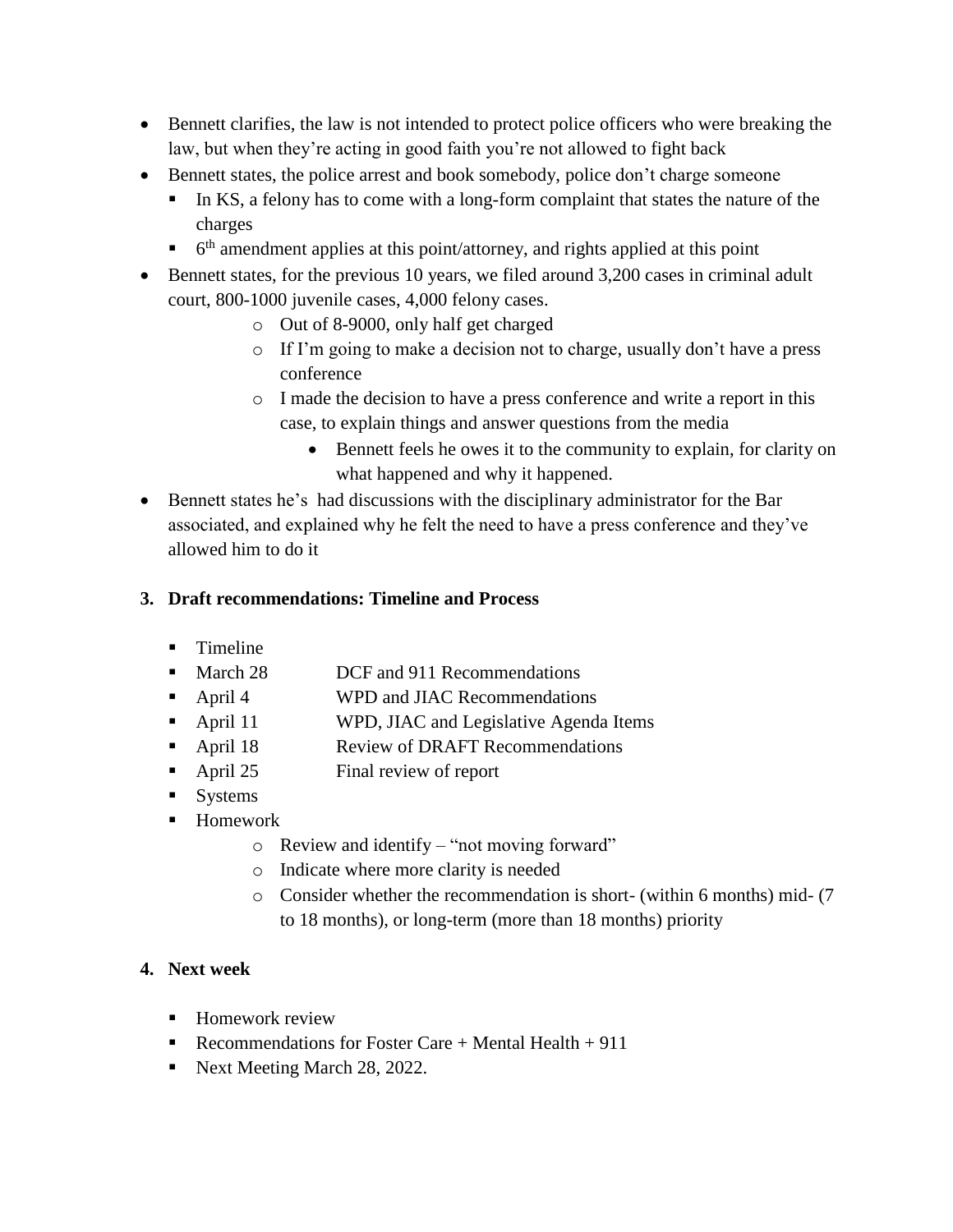- Bennett clarifies, the law is not intended to protect police officers who were breaking the law, but when they're acting in good faith you're not allowed to fight back
- Bennett states, the police arrest and book somebody, police don't charge someone
  - In KS, a felony has to come with a long-form complaint that states the nature of the charges
  - 6th amendment applies at this point/attorney, and rights applied at this point
- Bennett states, for the previous 10 years, we filed around 3,200 cases in criminal adult court, 800-1000 juvenile cases, 4,000 felony cases.
  - Out of 8-9000, only half get charged
  - If I'm going to make a decision not to charge, usually don't have a press conference
  - I made the decision to have a press conference and write a report in this case, to explain things and answer questions from the media
    - Bennett feels he owes it to the community to explain, for clarity on what happened and why it happened.
- Bennett states he's had discussions with the disciplinary administrator for the Bar associated, and explained why he felt the need to have a press conference and they've allowed him to do it

### 3. Draft recommendations: Timeline and Process

- Timeline
- March 28 DCF and 911 Recommendations
- April 4 WPD and JIAC Recommendations
- April 11 WPD, JIAC and Legislative Agenda Items
- April 18 Review of DRAFT Recommendations
- April 25 Final review of report
- Systems
- Homework
  - Review and identify – "not moving forward"
  - Indicate where more clarity is needed
  - Consider whether the recommendation is short- (within 6 months) mid- (7 to 18 months), or long-term (more than 18 months) priority

### 4. Next week

- Homework review
- Recommendations for Foster Care + Mental Health + 911
- Next Meeting March 28, 2022.